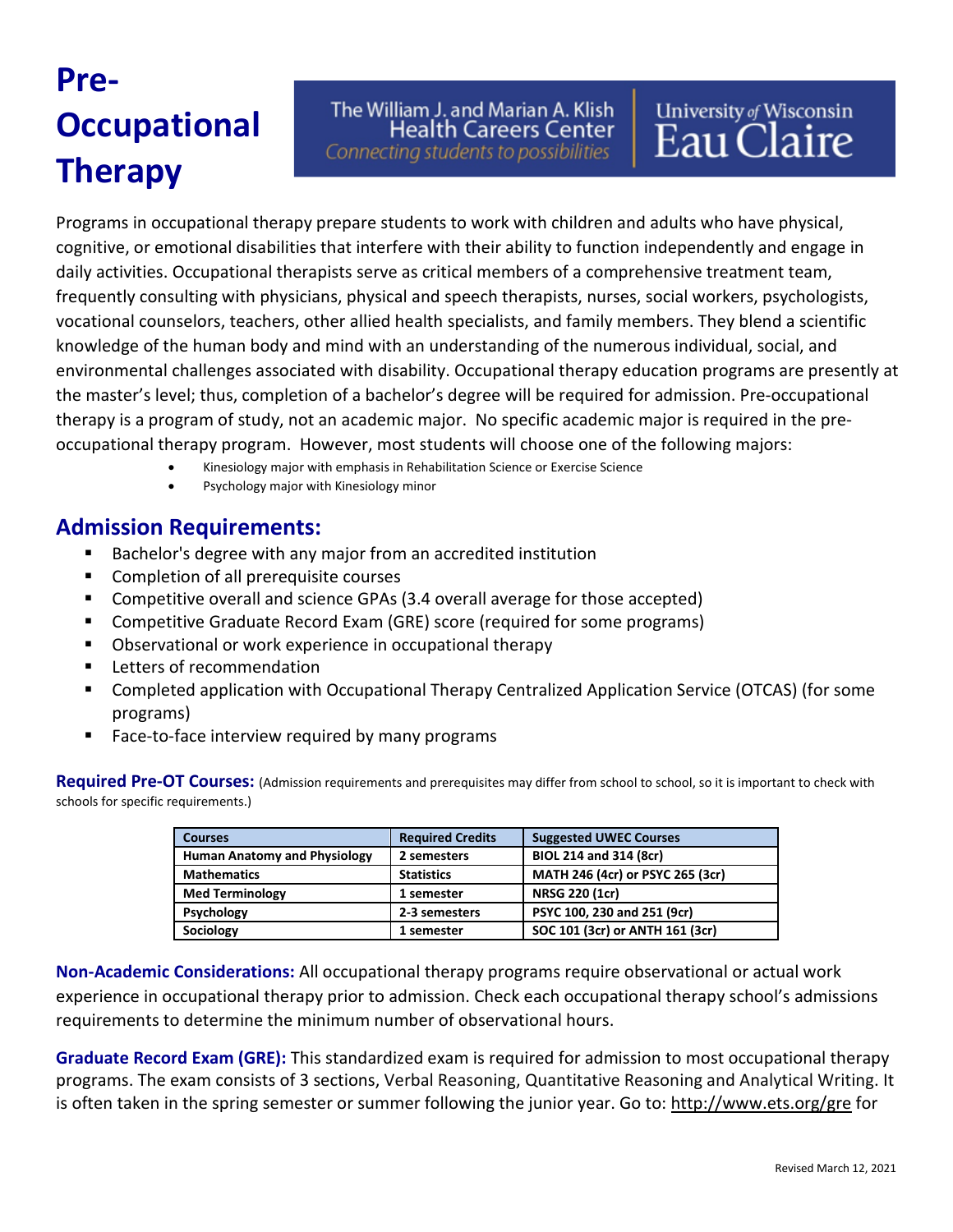# Pre-Occupational Therapy

The William J. and Marian A. Klish Health Careers Center
*Connecting students to possibilities*
University of Wisconsin Eau Claire

Programs in occupational therapy prepare students to work with children and adults who have physical, cognitive, or emotional disabilities that interfere with their ability to function independently and engage in daily activities. Occupational therapists serve as critical members of a comprehensive treatment team, frequently consulting with physicians, physical and speech therapists, nurses, social workers, psychologists, vocational counselors, teachers, other allied health specialists, and family members. They blend a scientific knowledge of the human body and mind with an understanding of the numerous individual, social, and environmental challenges associated with disability. Occupational therapy education programs are presently at the master's level; thus, completion of a bachelor's degree will be required for admission. Pre-occupational therapy is a program of study, not an academic major. No specific academic major is required in the pre-occupational therapy program. However, most students will choose one of the following majors:

- Kinesiology major with emphasis in Rehabilitation Science or Exercise Science
- Psychology major with Kinesiology minor

## Admission Requirements:

- Bachelor's degree with any major from an accredited institution
- Completion of all prerequisite courses
- Competitive overall and science GPAs (3.4 overall average for those accepted)
- Competitive Graduate Record Exam (GRE) score (required for some programs)
- Observational or work experience in occupational therapy
- Letters of recommendation
- Completed application with Occupational Therapy Centralized Application Service (OTCAS) (for some programs)
- Face-to-face interview required by many programs

**Required Pre-OT Courses:** (Admission requirements and prerequisites may differ from school to school, so it is important to check with schools for specific requirements.)

| Courses | Required Credits | Suggested UWEC Courses |
|---|---|---|
| Human Anatomy and Physiology | 2 semesters | BIOL 214 and 314 (8cr) |
| Mathematics | Statistics | MATH 246 (4cr) or PSYC 265 (3cr) |
| Med Terminology | 1 semester | NRSG 220 (1cr) |
| Psychology | 2-3 semesters | PSYC 100, 230 and 251 (9cr) |
| Sociology | 1 semester | SOC 101 (3cr) or ANTH 161 (3cr) |

**Non-Academic Considerations:** All occupational therapy programs require observational or actual work experience in occupational therapy prior to admission. Check each occupational therapy school's admissions requirements to determine the minimum number of observational hours.

**Graduate Record Exam (GRE):** This standardized exam is required for admission to most occupational therapy programs. The exam consists of 3 sections, Verbal Reasoning, Quantitative Reasoning and Analytical Writing. It is often taken in the spring semester or summer following the junior year. Go to: http://www.ets.org/gre for

Revised March 12, 2021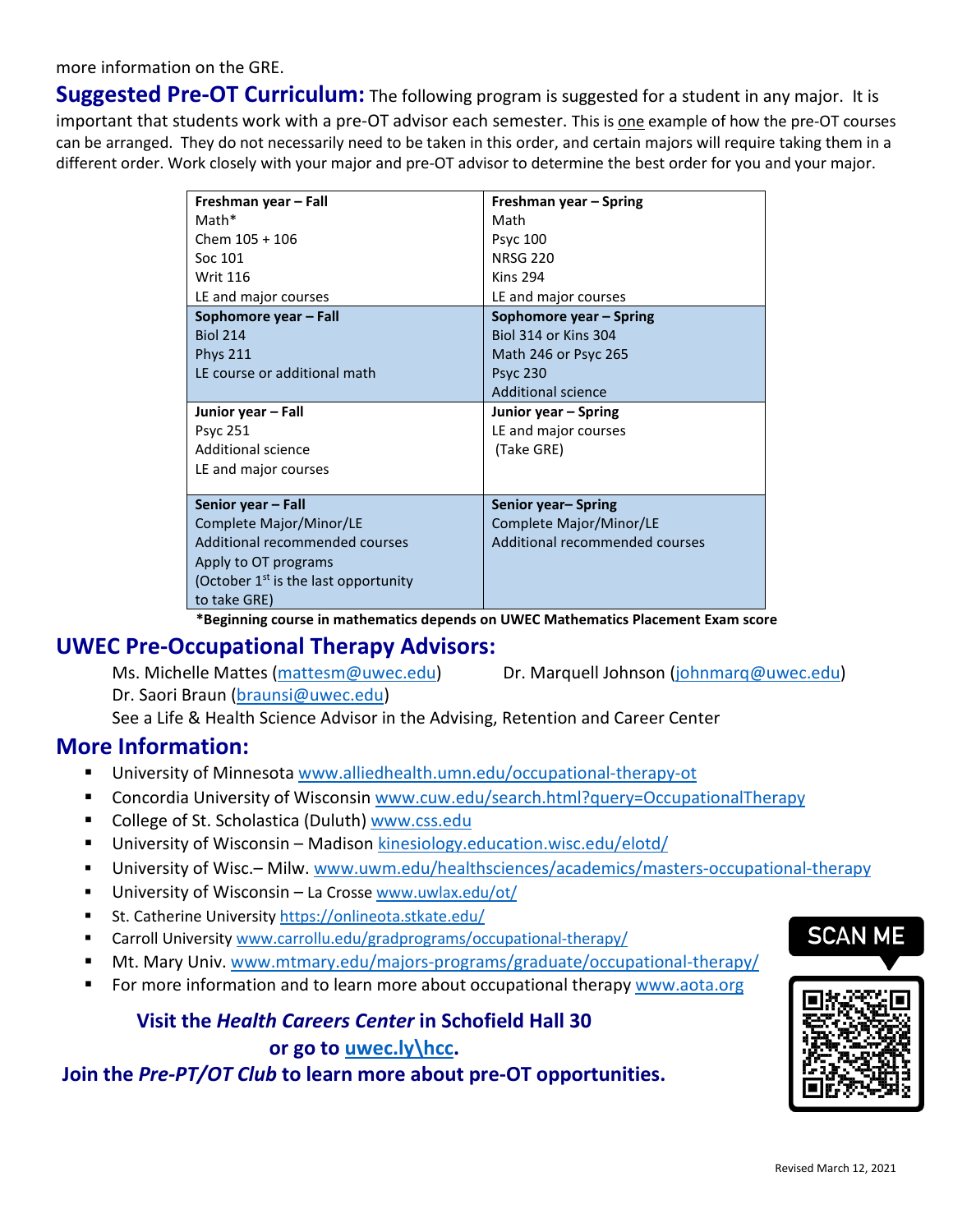more information on the GRE.

**Suggested Pre-OT Curriculum:** The following program is suggested for a student in any major. It is important that students work with a pre-OT advisor each semester. This is one example of how the pre-OT courses can be arranged. They do not necessarily need to be taken in this order, and certain majors will require taking them in a different order. Work closely with your major and pre-OT advisor to determine the best order for you and your major.

| | |
|---|---|
| **Freshman year – Fall**<br>Math*<br>Chem 105 + 106<br>Soc 101<br>Writ 116<br>LE and major courses | **Freshman year – Spring**<br>Math<br>Psyc 100<br>NRSG 220<br>Kins 294<br>LE and major courses |
| **Sophomore year – Fall**<br>Biol 214<br>Phys 211<br>LE course or additional math | **Sophomore year – Spring**<br>Biol 314 or Kins 304<br>Math 246 or Psyc 265<br>Psyc 230<br>Additional science |
| **Junior year – Fall**<br>Psyc 251<br>Additional science<br>LE and major courses | **Junior year – Spring**<br>LE and major courses<br>(Take GRE) |
| **Senior year – Fall**<br>Complete Major/Minor/LE<br>Additional recommended courses<br>Apply to OT programs<br>(October 1st is the last opportunity to take GRE) | **Senior year– Spring**<br>Complete Major/Minor/LE<br>Additional recommended courses |

**\*Beginning course in mathematics depends on UWEC Mathematics Placement Exam score**

## UWEC Pre-Occupational Therapy Advisors:

Ms. Michelle Mattes (mattesm@uwec.edu) Dr. Marquell Johnson (johnmarq@uwec.edu)
Dr. Saori Braun (braunsi@uwec.edu)
See a Life & Health Science Advisor in the Advising, Retention and Career Center

## More Information:

- University of Minnesota www.alliedhealth.umn.edu/occupational-therapy-ot
- Concordia University of Wisconsin www.cuw.edu/search.html?query=OccupationalTherapy
- College of St. Scholastica (Duluth) www.css.edu
- University of Wisconsin – Madison kinesiology.education.wisc.edu/elotd/
- University of Wisc.– Milw. www.uwm.edu/healthsciences/academics/masters-occupational-therapy
- University of Wisconsin – La Crosse www.uwlax.edu/ot/
- St. Catherine University https://onlineota.stkate.edu/
- Carroll University www.carrollu.edu/gradprograms/occupational-therapy/
- Mt. Mary Univ. www.mtmary.edu/majors-programs/graduate/occupational-therapy/
- For more information and to learn more about occupational therapy www.aota.org

**Visit the *Health Careers Center* in Schofield Hall 30 or go to uwec.ly\hcc.**

**Join the *Pre-PT/OT Club* to learn more about pre-OT opportunities.**

SCAN ME

Revised March 12, 2021